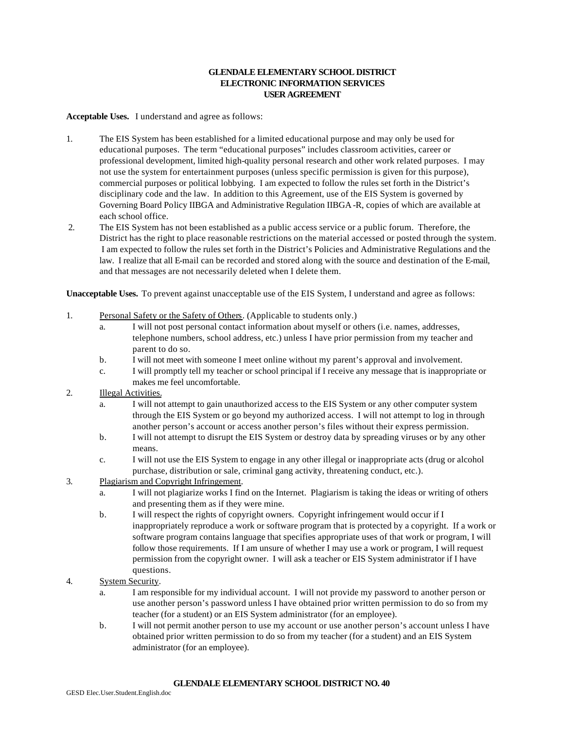# GLENDALE ELEMENTARY SCHOOL DISTRICT
# ELECTRONIC INFORMATION SERVICES
# USER AGREEMENT

**Acceptable Uses.** I understand and agree as follows:

1. The EIS System has been established for a limited educational purpose and may only be used for educational purposes. The term "educational purposes" includes classroom activities, career or professional development, limited high-quality personal research and other work related purposes. I may not use the system for entertainment purposes (unless specific permission is given for this purpose), commercial purposes or political lobbying. I am expected to follow the rules set forth in the District's disciplinary code and the law. In addition to this Agreement, use of the EIS System is governed by Governing Board Policy IIBGA and Administrative Regulation IIBGA-R, copies of which are available at each school office.
2. The EIS System has not been established as a public access service or a public forum. Therefore, the District has the right to place reasonable restrictions on the material accessed or posted through the system. I am expected to follow the rules set forth in the District's Policies and Administrative Regulations and the law. I realize that all E-mail can be recorded and stored along with the source and destination of the E-mail, and that messages are not necessarily deleted when I delete them.

**Unacceptable Uses.** To prevent against unacceptable use of the EIS System, I understand and agree as follows:

1. <u>Personal Safety or the Safety of Others</u>. (Applicable to students only.)
   a. I will not post personal contact information about myself or others (i.e. names, addresses, telephone numbers, school address, etc.) unless I have prior permission from my teacher and parent to do so.
   b. I will not meet with someone I meet online without my parent's approval and involvement.
   c. I will promptly tell my teacher or school principal if I receive any message that is inappropriate or makes me feel uncomfortable.
2. <u>Illegal Activities.</u>
   a. I will not attempt to gain unauthorized access to the EIS System or any other computer system through the EIS System or go beyond my authorized access. I will not attempt to log in through another person's account or access another person's files without their express permission.
   b. I will not attempt to disrupt the EIS System or destroy data by spreading viruses or by any other means.
   c. I will not use the EIS System to engage in any other illegal or inappropriate acts (drug or alcohol purchase, distribution or sale, criminal gang activity, threatening conduct, etc.).
3. <u>Plagiarism and Copyright Infringement</u>.
   a. I will not plagiarize works I find on the Internet. Plagiarism is taking the ideas or writing of others and presenting them as if they were mine.
   b. I will respect the rights of copyright owners. Copyright infringement would occur if I inappropriately reproduce a work or software program that is protected by a copyright. If a work or software program contains language that specifies appropriate uses of that work or program, I will follow those requirements. If I am unsure of whether I may use a work or program, I will request permission from the copyright owner. I will ask a teacher or EIS System administrator if I have questions.
4. <u>System Security</u>.
   a. I am responsible for my individual account. I will not provide my password to another person or use another person's password unless I have obtained prior written permission to do so from my teacher (for a student) or an EIS System administrator (for an employee).
   b. I will not permit another person to use my account or use another person's account unless I have obtained prior written permission to do so from my teacher (for a student) and an EIS System administrator (for an employee).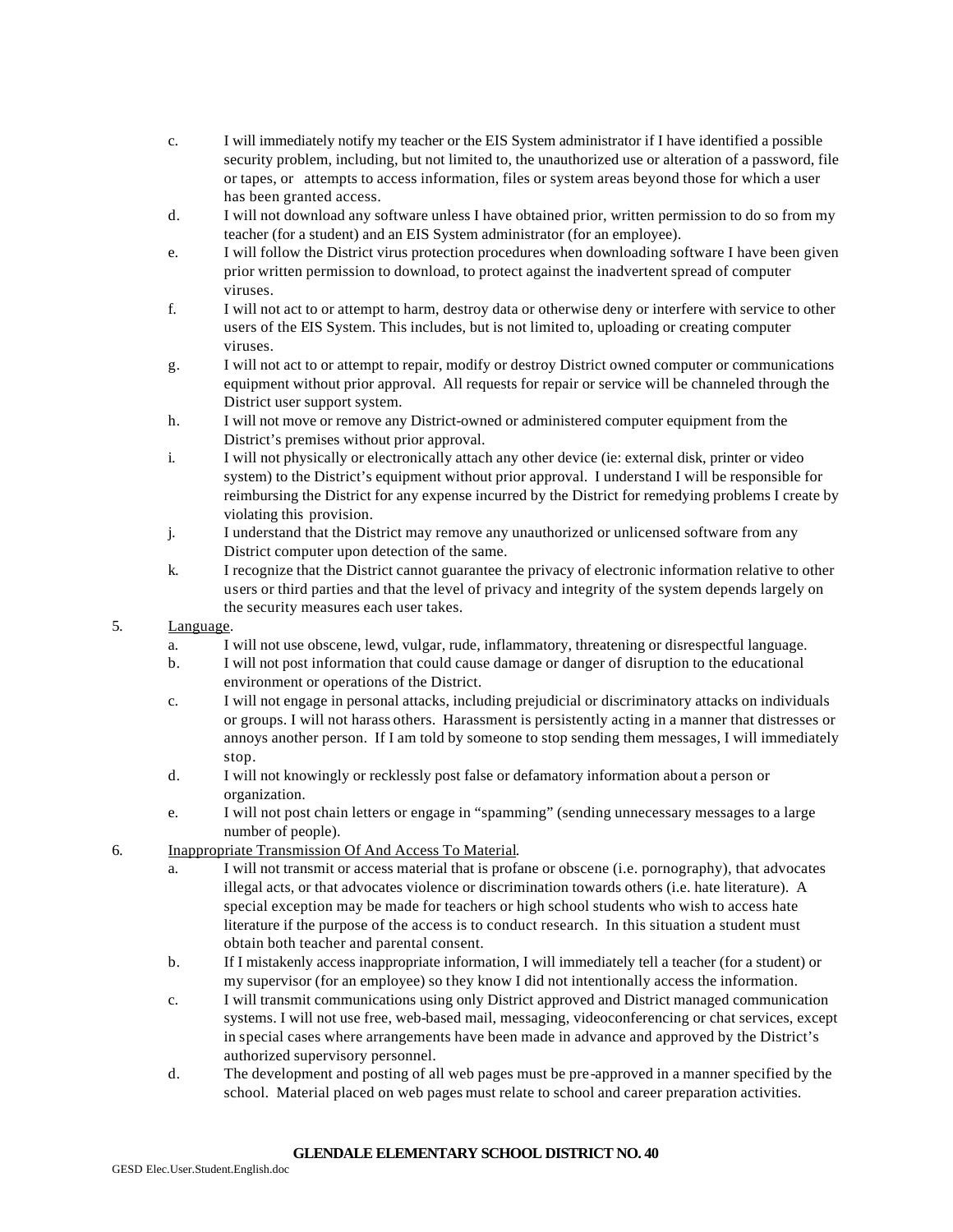c. I will immediately notify my teacher or the EIS System administrator if I have identified a possible security problem, including, but not limited to, the unauthorized use or alteration of a password, file or tapes, or attempts to access information, files or system areas beyond those for which a user has been granted access.

d. I will not download any software unless I have obtained prior, written permission to do so from my teacher (for a student) and an EIS System administrator (for an employee).

e. I will follow the District virus protection procedures when downloading software I have been given prior written permission to download, to protect against the inadvertent spread of computer viruses.

f. I will not act to or attempt to harm, destroy data or otherwise deny or interfere with service to other users of the EIS System. This includes, but is not limited to, uploading or creating computer viruses.

g. I will not act to or attempt to repair, modify or destroy District owned computer or communications equipment without prior approval. All requests for repair or service will be channeled through the District user support system.

h. I will not move or remove any District-owned or administered computer equipment from the District's premises without prior approval.

i. I will not physically or electronically attach any other device (ie: external disk, printer or video system) to the District's equipment without prior approval. I understand I will be responsible for reimbursing the District for any expense incurred by the District for remedying problems I create by violating this provision.

j. I understand that the District may remove any unauthorized or unlicensed software from any District computer upon detection of the same.

k. I recognize that the District cannot guarantee the privacy of electronic information relative to other users or third parties and that the level of privacy and integrity of the system depends largely on the security measures each user takes.

5. Language.

a. I will not use obscene, lewd, vulgar, rude, inflammatory, threatening or disrespectful language.

b. I will not post information that could cause damage or danger of disruption to the educational environment or operations of the District.

c. I will not engage in personal attacks, including prejudicial or discriminatory attacks on individuals or groups. I will not harass others. Harassment is persistently acting in a manner that distresses or annoys another person. If I am told by someone to stop sending them messages, I will immediately stop.

d. I will not knowingly or recklessly post false or defamatory information about a person or organization.

e. I will not post chain letters or engage in "spamming" (sending unnecessary messages to a large number of people).

6. Inappropriate Transmission Of And Access To Material.

a. I will not transmit or access material that is profane or obscene (i.e. pornography), that advocates illegal acts, or that advocates violence or discrimination towards others (i.e. hate literature). A special exception may be made for teachers or high school students who wish to access hate literature if the purpose of the access is to conduct research. In this situation a student must obtain both teacher and parental consent.

b. If I mistakenly access inappropriate information, I will immediately tell a teacher (for a student) or my supervisor (for an employee) so they know I did not intentionally access the information.

c. I will transmit communications using only District approved and District managed communication systems. I will not use free, web-based mail, messaging, videoconferencing or chat services, except in special cases where arrangements have been made in advance and approved by the District's authorized supervisory personnel.

d. The development and posting of all web pages must be pre-approved in a manner specified by the school. Material placed on web pages must relate to school and career preparation activities.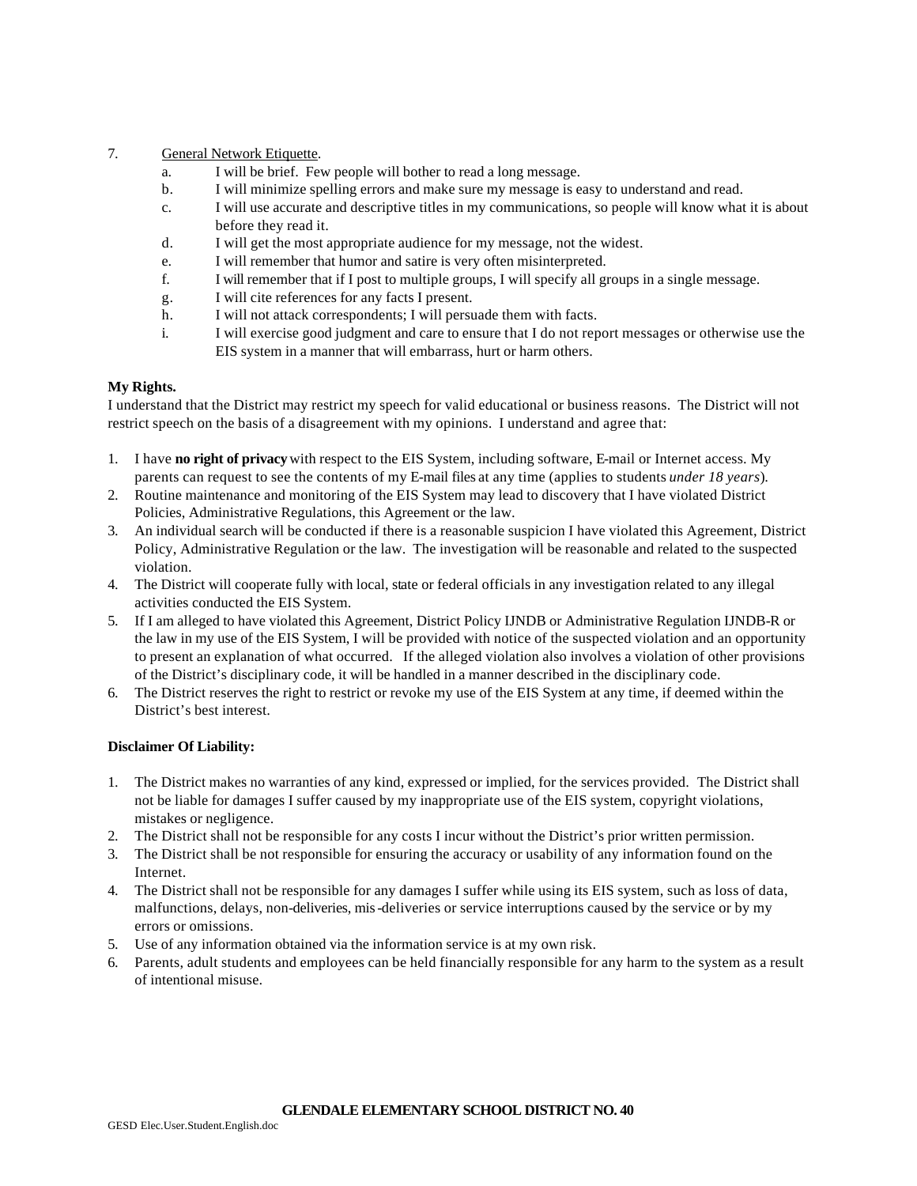7. <u>General Network Etiquette</u>.
   a. I will be brief. Few people will bother to read a long message.
   b. I will minimize spelling errors and make sure my message is easy to understand and read.
   c. I will use accurate and descriptive titles in my communications, so people will know what it is about before they read it.
   d. I will get the most appropriate audience for my message, not the widest.
   e. I will remember that humor and satire is very often misinterpreted.
   f. I will remember that if I post to multiple groups, I will specify all groups in a single message.
   g. I will cite references for any facts I present.
   h. I will not attack correspondents; I will persuade them with facts.
   i. I will exercise good judgment and care to ensure that I do not report messages or otherwise use the EIS system in a manner that will embarrass, hurt or harm others.

**My Rights.**

I understand that the District may restrict my speech for valid educational or business reasons. The District will not restrict speech on the basis of a disagreement with my opinions. I understand and agree that:

1. I have **no right of privacy** with respect to the EIS System, including software, E-mail or Internet access. My parents can request to see the contents of my E-mail files at any time (applies to students *under 18 years*).
2. Routine maintenance and monitoring of the EIS System may lead to discovery that I have violated District Policies, Administrative Regulations, this Agreement or the law.
3. An individual search will be conducted if there is a reasonable suspicion I have violated this Agreement, District Policy, Administrative Regulation or the law. The investigation will be reasonable and related to the suspected violation.
4. The District will cooperate fully with local, state or federal officials in any investigation related to any illegal activities conducted the EIS System.
5. If I am alleged to have violated this Agreement, District Policy IJNDB or Administrative Regulation IJNDB-R or the law in my use of the EIS System, I will be provided with notice of the suspected violation and an opportunity to present an explanation of what occurred. If the alleged violation also involves a violation of other provisions of the District's disciplinary code, it will be handled in a manner described in the disciplinary code.
6. The District reserves the right to restrict or revoke my use of the EIS System at any time, if deemed within the District's best interest.

**Disclaimer Of Liability:**

1. The District makes no warranties of any kind, expressed or implied, for the services provided. The District shall not be liable for damages I suffer caused by my inappropriate use of the EIS system, copyright violations, mistakes or negligence.
2. The District shall not be responsible for any costs I incur without the District's prior written permission.
3. The District shall be not responsible for ensuring the accuracy or usability of any information found on the Internet.
4. The District shall not be responsible for any damages I suffer while using its EIS system, such as loss of data, malfunctions, delays, non-deliveries, mis-deliveries or service interruptions caused by the service or by my errors or omissions.
5. Use of any information obtained via the information service is at my own risk.
6. Parents, adult students and employees can be held financially responsible for any harm to the system as a result of intentional misuse.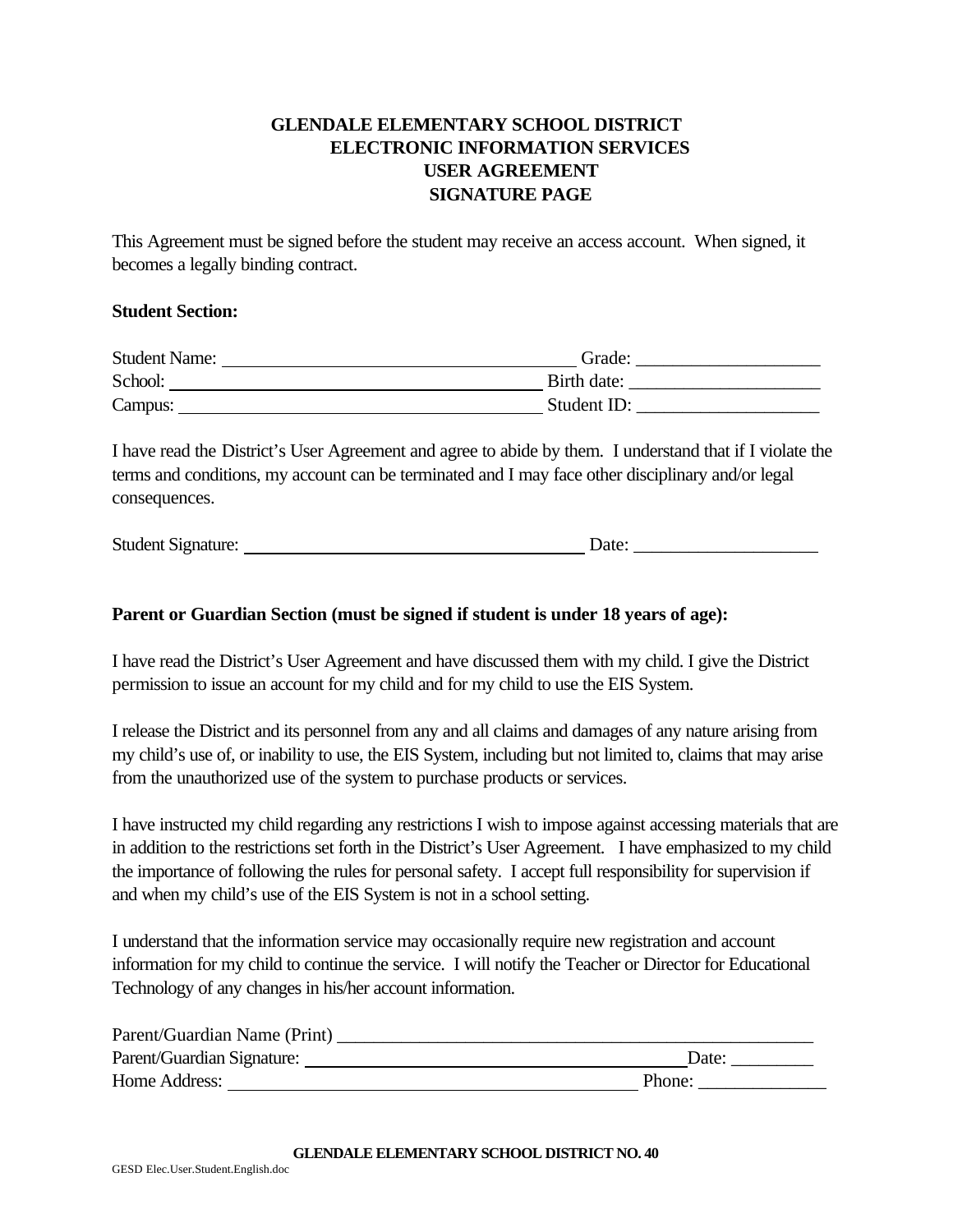# GLENDALE ELEMENTARY SCHOOL DISTRICT
# ELECTRONIC INFORMATION SERVICES
# USER AGREEMENT
# SIGNATURE PAGE

This Agreement must be signed before the student may receive an access account. When signed, it becomes a legally binding contract.

**Student Section:**

Student Name: ________________________________________ Grade: ____________________
School: __________________________________________ Birth date: ____________________
Campus: __________________________________________ Student ID: ____________________

I have read the District's User Agreement and agree to abide by them. I understand that if I violate the terms and conditions, my account can be terminated and I may face other disciplinary and/or legal consequences.

Student Signature: ________________________________________ Date: ____________________

**Parent or Guardian Section (must be signed if student is under 18 years of age):**

I have read the District's User Agreement and have discussed them with my child. I give the District permission to issue an account for my child and for my child to use the EIS System.

I release the District and its personnel from any and all claims and damages of any nature arising from my child's use of, or inability to use, the EIS System, including but not limited to, claims that may arise from the unauthorized use of the system to purchase products or services.

I have instructed my child regarding any restrictions I wish to impose against accessing materials that are in addition to the restrictions set forth in the District's User Agreement. I have emphasized to my child the importance of following the rules for personal safety. I accept full responsibility for supervision if and when my child's use of the EIS System is not in a school setting.

I understand that the information service may occasionally require new registration and account information for my child to continue the service. I will notify the Teacher or Director for Educational Technology of any changes in his/her account information.

Parent/Guardian Name (Print) ______________________________________________________
Parent/Guardian Signature: ____________________________________________Date: _________
Home Address: ____________________________________________ Phone: ______________

**GLENDALE ELEMENTARY SCHOOL DISTRICT NO. 40**

GESD Elec.User.Student.English.doc